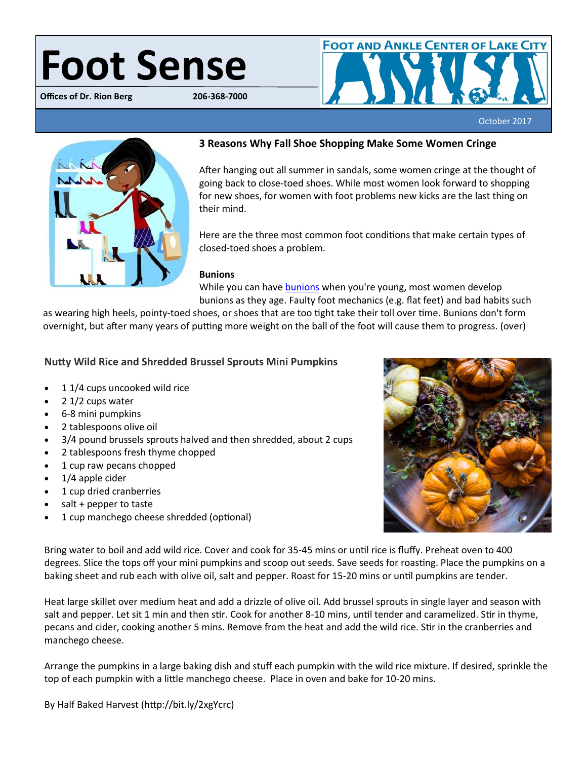# Foot Sense

**Offices of Dr. Rion Berg** 206-368-7000

FOOT AND ANKLE CENTER OF LAKE CITY

October 2017

### 3 Reasons Why Fall Shoe Shopping Make Some Women Cringe

After hanging out all summer in sandals, some women cringe at the thought of going back to close-toed shoes. While most women look forward to shopping for new shoes, for women with foot problems new kicks are the last thing on their mind.

Here are the three most common foot conditions that make certain types of closed-toed shoes a problem.

**Bunions**

While you can have bunions when you're young, most women develop bunions as they age. Faulty foot mechanics (e.g. flat feet) and bad habits such as wearing high heels, pointy-toed shoes, or shoes that are too tight take their toll over time. Bunions don't form overnight, but after many years of putting more weight on the ball of the foot will cause them to progress. (over)

### Nutty Wild Rice and Shredded Brussel Sprouts Mini Pumpkins

- 1 1/4 cups uncooked wild rice
- 2 1/2 cups water
- 6-8 mini pumpkins
- 2 tablespoons olive oil
- 3/4 pound brussels sprouts halved and then shredded, about 2 cups
- 2 tablespoons fresh thyme chopped
- 1 cup raw pecans chopped
- 1/4 apple cider
- 1 cup dried cranberries
- salt + pepper to taste
- 1 cup manchego cheese shredded (optional)

Bring water to boil and add wild rice. Cover and cook for 35-45 mins or until rice is fluffy. Preheat oven to 400 degrees. Slice the tops off your mini pumpkins and scoop out seeds. Save seeds for roasting. Place the pumpkins on a baking sheet and rub each with olive oil, salt and pepper. Roast for 15-20 mins or until pumpkins are tender.

Heat large skillet over medium heat and add a drizzle of olive oil. Add brussel sprouts in single layer and season with salt and pepper. Let sit 1 min and then stir. Cook for another 8-10 mins, until tender and caramelized. Stir in thyme, pecans and cider, cooking another 5 mins. Remove from the heat and add the wild rice. Stir in the cranberries and manchego cheese.

Arrange the pumpkins in a large baking dish and stuff each pumpkin with the wild rice mixture. If desired, sprinkle the top of each pumpkin with a little manchego cheese. Place in oven and bake for 10-20 mins.

By Half Baked Harvest (http://bit.ly/2xgYcrc)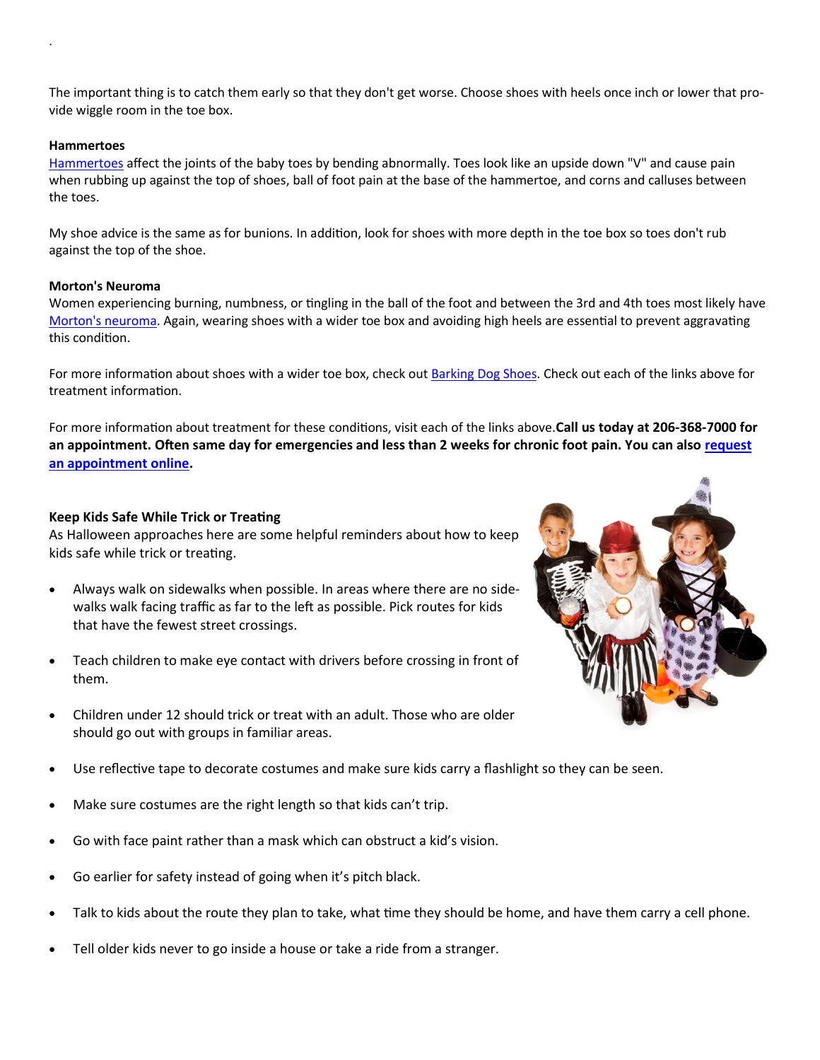The important thing is to catch them early so that they don't get worse. Choose shoes with heels once inch or lower that provide wiggle room in the toe box.

**Hammertoes**
Hammertoes affect the joints of the baby toes by bending abnormally. Toes look like an upside down "V" and cause pain when rubbing up against the top of shoes, ball of foot pain at the base of the hammertoe, and corns and calluses between the toes.

My shoe advice is the same as for bunions. In addition, look for shoes with more depth in the toe box so toes don't rub against the top of the shoe.

**Morton's Neuroma**
Women experiencing burning, numbness, or tingling in the ball of the foot and between the 3rd and 4th toes most likely have Morton's neuroma. Again, wearing shoes with a wider toe box and avoiding high heels are essential to prevent aggravating this condition.

For more information about shoes with a wider toe box, check out Barking Dog Shoes. Check out each of the links above for treatment information.

For more information about treatment for these conditions, visit each of the links above.**Call us today at 206-368-7000 for an appointment. Often same day for emergencies and less than 2 weeks for chronic foot pain. You can also request an appointment online.**

**Keep Kids Safe While Trick or Treating**
As Halloween approaches here are some helpful reminders about how to keep kids safe while trick or treating.

- Always walk on sidewalks when possible. In areas where there are no sidewalks walk facing traffic as far to the left as possible. Pick routes for kids that have the fewest street crossings.
- Teach children to make eye contact with drivers before crossing in front of them.
- Children under 12 should trick or treat with an adult. Those who are older should go out with groups in familiar areas.
- Use reflective tape to decorate costumes and make sure kids carry a flashlight so they can be seen.
- Make sure costumes are the right length so that kids can't trip.
- Go with face paint rather than a mask which can obstruct a kid's vision.
- Go earlier for safety instead of going when it's pitch black.
- Talk to kids about the route they plan to take, what time they should be home, and have them carry a cell phone.
- Tell older kids never to go inside a house or take a ride from a stranger.